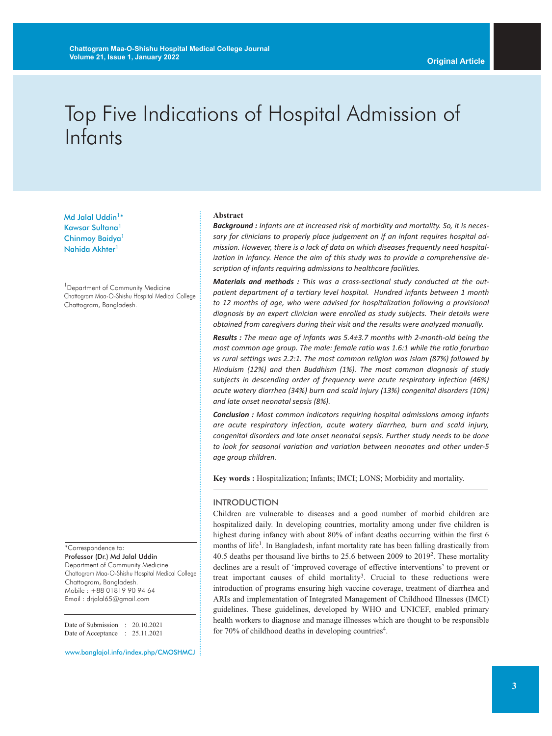# Top Five Indications of Hospital Admission of Infants

Md Jalal Uddin[1]*
Kawsar Sultana[1]
Chinmoy Baidya[1]
Nahida Akhter[1]

[1]Department of Community Medicine
Chattogram Maa-O-Shishu Hospital Medical College
Chattogram, Bangladesh.

*Correspondence to:
**Professor (Dr.) Md Jalal Uddin**
Department of Community Medicine
Chattogram Maa-O-Shishu Hospital Medical College
Chattogram, Bangladesh.
Mobile : +88 01819 90 94 64
Email : drjalal65@gmail.com

Date of Submission : 20.10.2021
Date of Acceptance : 25.11.2021

www.banglajol.info/index.php/CMOSHMCJ

## Abstract

***Background :*** *Infants are at increased risk of morbidity and mortality. So, it is necessary for clinicians to properly place judgement on if an infant requires hospital admission. However, there is a lack of data on which diseases frequently need hospitalization in infancy. Hence the aim of this study was to provide a comprehensive description of infants requiring admissions to healthcare facilities.*

***Materials and methods :*** *This was a cross-sectional study conducted at the outpatient department of a tertiary level hospital. Hundred infants between 1 month to 12 months of age, who were advised for hospitalization following a provisional diagnosis by an expert clinician were enrolled as study subjects. Their details were obtained from caregivers during their visit and the results were analyzed manually.*

***Results :*** *The mean age of infants was 5.4±3.7 months with 2-month-old being the most common age group. The male: female ratio was 1.6:1 while the ratio forurban vs rural settings was 2.2:1. The most common religion was Islam (87%) followed by Hinduism (12%) and then Buddhism (1%). The most common diagnosis of study subjects in descending order of frequency were acute respiratory infection (46%) acute watery diarrhea (34%) burn and scald injury (13%) congenital disorders (10%) and late onset neonatal sepsis (8%).*

***Conclusion :*** *Most common indicators requiring hospital admissions among infants are acute respiratory infection, acute watery diarrhea, burn and scald injury, congenital disorders and late onset neonatal sepsis. Further study needs to be done to look for seasonal variation and variation between neonates and other under-5 age group children.*

**Key words :** Hospitalization; Infants; IMCI; LONS; Morbidity and mortality.

## INTRODUCTION

Children are vulnerable to diseases and a good number of morbid children are hospitalized daily. In developing countries, mortality among under five children is highest during infancy with about 80% of infant deaths occurring within the first 6 months of life[1]. In Bangladesh, infant mortality rate has been falling drastically from 40.5 deaths per thousand live births to 25.6 between 2009 to 2019[2]. These mortality declines are a result of 'improved coverage of effective interventions' to prevent or treat important causes of child mortality[3]. Crucial to these reductions were introduction of programs ensuring high vaccine coverage, treatment of diarrhea and ARIs and implementation of Integrated Management of Childhood Illnesses (IMCI) guidelines. These guidelines, developed by WHO and UNICEF, enabled primary health workers to diagnose and manage illnesses which are thought to be responsible for 70% of childhood deaths in developing countries[4].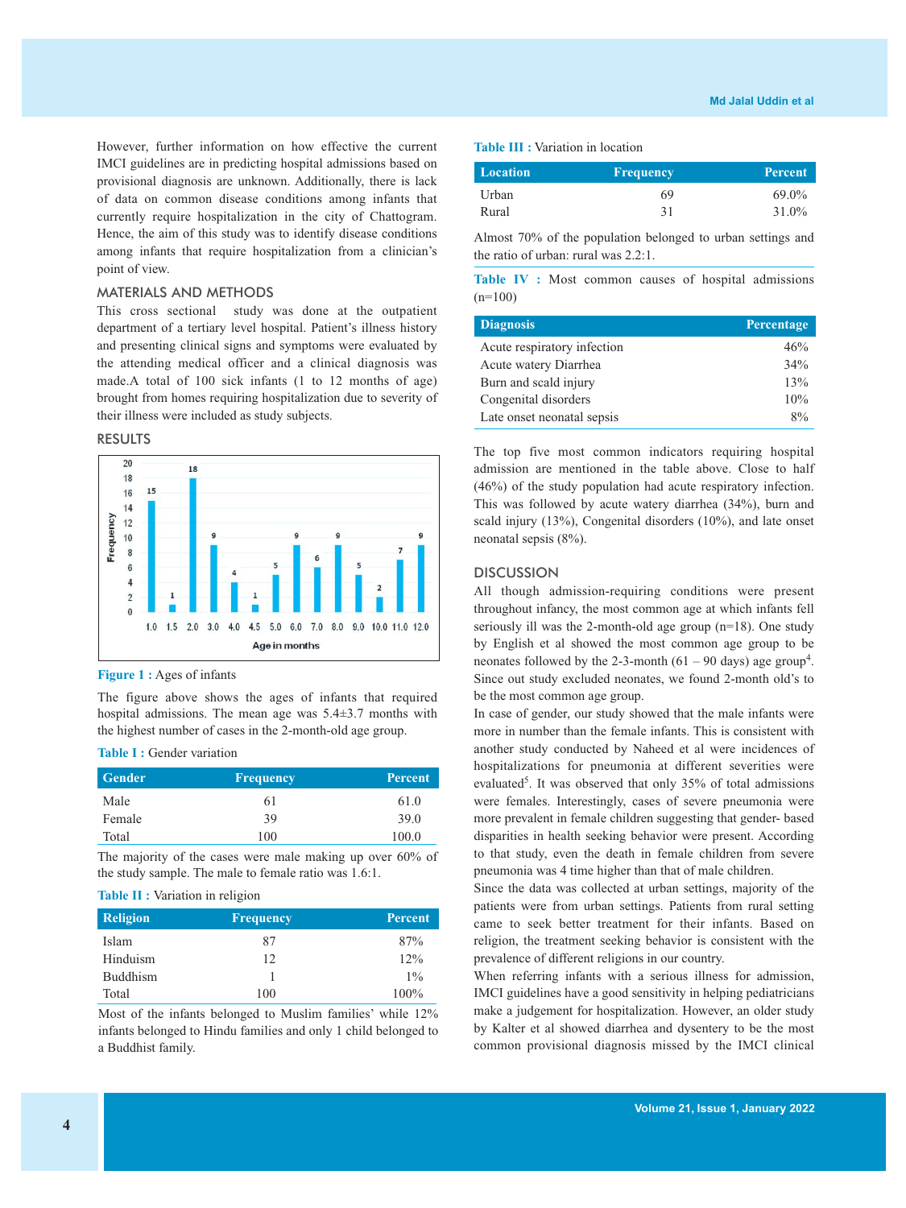However, further information on how effective the current IMCI guidelines are in predicting hospital admissions based on provisional diagnosis are unknown. Additionally, there is lack of data on common disease conditions among infants that currently require hospitalization in the city of Chattogram. Hence, the aim of this study was to identify disease conditions among infants that require hospitalization from a clinician's point of view.

## MATERIALS AND METHODS

This cross sectional study was done at the outpatient department of a tertiary level hospital. Patient's illness history and presenting clinical signs and symptoms were evaluated by the attending medical officer and a clinical diagnosis was made.A total of 100 sick infants (1 to 12 months of age) brought from homes requiring hospitalization due to severity of their illness were included as study subjects.

## RESULTS

| Age in months | 1.0 | 1.5 | 2.0 | 3.0 | 4.0 | 4.5 | 5.0 | 6.0 | 7.0 | 8.0 | 9.0 | 10.0 | 11.0 | 12.0 |
|---|---|---|---|---|---|---|---|---|---|---|---|---|---|---|
| Frequency | 15 | 1 | 18 | 9 | 4 | 1 | 5 | 9 | 6 | 9 | 5 | 2 | 7 | 9 |

**Figure 1 :** Ages of infants

The figure above shows the ages of infants that required hospital admissions. The mean age was 5.4±3.7 months with the highest number of cases in the 2-month-old age group.

**Table I :** Gender variation

| Gender | Frequency | Percent |
|---|---|---|
| Male | 61 | 61.0 |
| Female | 39 | 39.0 |
| Total | 100 | 100.0 |

The majority of the cases were male making up over 60% of the study sample. The male to female ratio was 1.6:1.

**Table II :** Variation in religion

| Religion | Frequency | Percent |
|---|---|---|
| Islam | 87 | 87% |
| Hinduism | 12 | 12% |
| Buddhism | 1 | 1% |
| Total | 100 | 100% |

Most of the infants belonged to Muslim families' while 12% infants belonged to Hindu families and only 1 child belonged to a Buddhist family.

**Table III :** Variation in location

| Location | Frequency | Percent |
|---|---|---|
| Urban | 69 | 69.0% |
| Rural | 31 | 31.0% |

Almost 70% of the population belonged to urban settings and the ratio of urban: rural was 2.2:1.

**Table IV :** Most common causes of hospital admissions (n=100)

| Diagnosis | Percentage |
|---|---|
| Acute respiratory infection | 46% |
| Acute watery Diarrhea | 34% |
| Burn and scald injury | 13% |
| Congenital disorders | 10% |
| Late onset neonatal sepsis | 8% |

The top five most common indicators requiring hospital admission are mentioned in the table above. Close to half (46%) of the study population had acute respiratory infection. This was followed by acute watery diarrhea (34%), burn and scald injury (13%), Congenital disorders (10%), and late onset neonatal sepsis (8%).

## DISCUSSION

All though admission-requiring conditions were present throughout infancy, the most common age at which infants fell seriously ill was the 2-month-old age group (n=18). One study by English et al showed the most common age group to be neonates followed by the 2-3-month (61 – 90 days) age group[4]. Since out study excluded neonates, we found 2-month old's to be the most common age group.

In case of gender, our study showed that the male infants were more in number than the female infants. This is consistent with another study conducted by Naheed et al were incidences of hospitalizations for pneumonia at different severities were evaluated[5]. It was observed that only 35% of total admissions were females. Interestingly, cases of severe pneumonia were more prevalent in female children suggesting that gender- based disparities in health seeking behavior were present. According to that study, even the death in female children from severe pneumonia was 4 time higher than that of male children.

Since the data was collected at urban settings, majority of the patients were from urban settings. Patients from rural setting came to seek better treatment for their infants. Based on religion, the treatment seeking behavior is consistent with the prevalence of different religions in our country.

When referring infants with a serious illness for admission, IMCI guidelines have a good sensitivity in helping pediatricians make a judgement for hospitalization. However, an older study by Kalter et al showed diarrhea and dysentery to be the most common provisional diagnosis missed by the IMCI clinical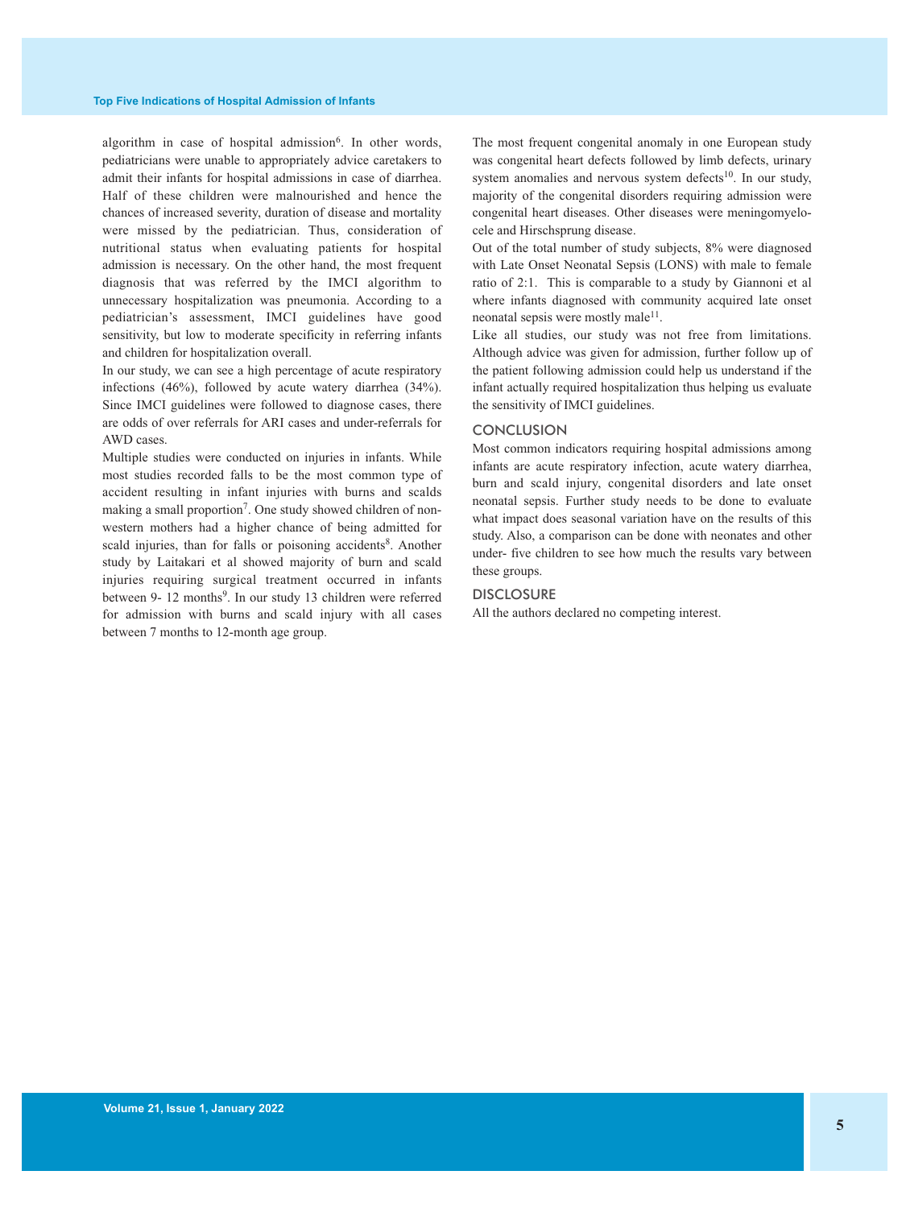algorithm in case of hospital admission[6]. In other words, pediatricians were unable to appropriately advice caretakers to admit their infants for hospital admissions in case of diarrhea. Half of these children were malnourished and hence the chances of increased severity, duration of disease and mortality were missed by the pediatrician. Thus, consideration of nutritional status when evaluating patients for hospital admission is necessary. On the other hand, the most frequent diagnosis that was referred by the IMCI algorithm to unnecessary hospitalization was pneumonia. According to a pediatrician's assessment, IMCI guidelines have good sensitivity, but low to moderate specificity in referring infants and children for hospitalization overall.

In our study, we can see a high percentage of acute respiratory infections (46%), followed by acute watery diarrhea (34%). Since IMCI guidelines were followed to diagnose cases, there are odds of over referrals for ARI cases and under-referrals for AWD cases.

Multiple studies were conducted on injuries in infants. While most studies recorded falls to be the most common type of accident resulting in infant injuries with burns and scalds making a small proportion[7]. One study showed children of non-western mothers had a higher chance of being admitted for scald injuries, than for falls or poisoning accidents[8]. Another study by Laitakari et al showed majority of burn and scald injuries requiring surgical treatment occurred in infants between 9- 12 months[9]. In our study 13 children were referred for admission with burns and scald injury with all cases between 7 months to 12-month age group.

The most frequent congenital anomaly in one European study was congenital heart defects followed by limb defects, urinary system anomalies and nervous system defects[10]. In our study, majority of the congenital disorders requiring admission were congenital heart diseases. Other diseases were meningomyelocele and Hirschsprung disease.

Out of the total number of study subjects, 8% were diagnosed with Late Onset Neonatal Sepsis (LONS) with male to female ratio of 2:1. This is comparable to a study by Giannoni et al where infants diagnosed with community acquired late onset neonatal sepsis were mostly male[11].

Like all studies, our study was not free from limitations. Although advice was given for admission, further follow up of the patient following admission could help us understand if the infant actually required hospitalization thus helping us evaluate the sensitivity of IMCI guidelines.

## CONCLUSION

Most common indicators requiring hospital admissions among infants are acute respiratory infection, acute watery diarrhea, burn and scald injury, congenital disorders and late onset neonatal sepsis. Further study needs to be done to evaluate what impact does seasonal variation have on the results of this study. Also, a comparison can be done with neonates and other under- five children to see how much the results vary between these groups.

## DISCLOSURE

All the authors declared no competing interest.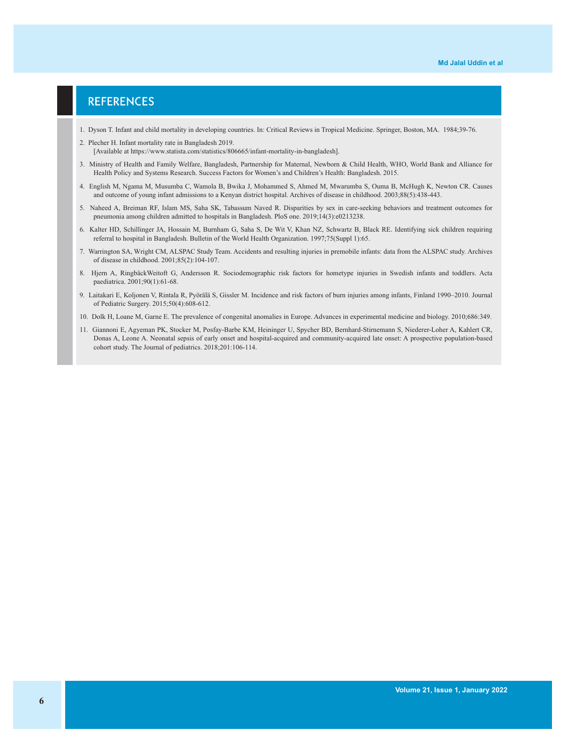## REFERENCES

1. Dyson T. Infant and child mortality in developing countries. In: Critical Reviews in Tropical Medicine. Springer, Boston, MA. 1984;39-76.
2. Plecher H. Infant mortality rate in Bangladesh 2019. [Available at https://www.statista.com/statistics/806665/infant-mortality-in-bangladesh].
3. Ministry of Health and Family Welfare, Bangladesh, Partnership for Maternal, Newborn & Child Health, WHO, World Bank and Alliance for Health Policy and Systems Research. Success Factors for Women's and Children's Health: Bangladesh. 2015.
4. English M, Ngama M, Musumba C, Wamola B, Bwika J, Mohammed S, Ahmed M, Mwarumba S, Ouma B, McHugh K, Newton CR. Causes and outcome of young infant admissions to a Kenyan district hospital. Archives of disease in childhood. 2003;88(5):438-443.
5. Naheed A, Breiman RF, Islam MS, Saha SK, Tabassum Naved R. Disparities by sex in care-seeking behaviors and treatment outcomes for pneumonia among children admitted to hospitals in Bangladesh. PloS one. 2019;14(3):e0213238.
6. Kalter HD, Schillinger JA, Hossain M, Burnham G, Saha S, De Wit V, Khan NZ, Schwartz B, Black RE. Identifying sick children requiring referral to hospital in Bangladesh. Bulletin of the World Health Organization. 1997;75(Suppl 1):65.
7. Warrington SA, Wright CM, ALSPAC Study Team. Accidents and resulting injuries in premobile infants: data from the ALSPAC study. Archives of disease in childhood. 2001;85(2):104-107.
8. Hjern A, RingbäckWeitoft G, Andersson R. Sociodemographic risk factors for hometype injuries in Swedish infants and toddlers. Acta paediatrica. 2001;90(1):61-68.
9. Laitakari E, Koljonen V, Rintala R, Pyörälä S, Gissler M. Incidence and risk factors of burn injuries among infants, Finland 1990–2010. Journal of Pediatric Surgery. 2015;50(4):608-612.
10. Dolk H, Loane M, Garne E. The prevalence of congenital anomalies in Europe. Advances in experimental medicine and biology. 2010;686:349.
11. Giannoni E, Agyeman PK, Stocker M, Posfay-Barbe KM, Heininger U, Spycher BD, Bernhard-Stirnemann S, Niederer-Loher A, Kahlert CR, Donas A, Leone A. Neonatal sepsis of early onset and hospital-acquired and community-acquired late onset: A prospective population-based cohort study. The Journal of pediatrics. 2018;201:106-114.